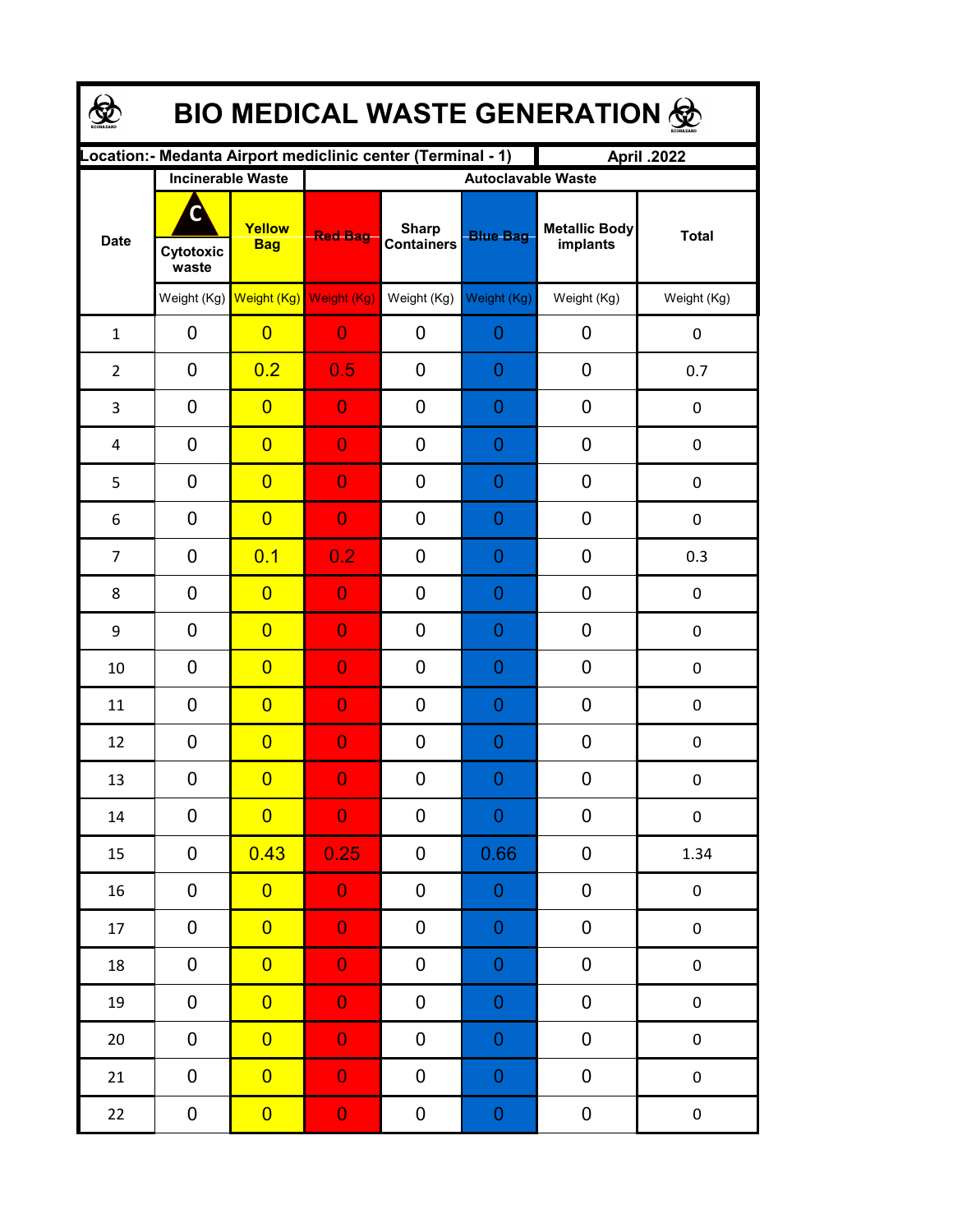# BIO MEDICAL WASTE GENERATION

| Location:- Medanta Airport mediclinic center (Terminal - 1) | | | | | | | April .2022 |
|---|---|---|---|---|---|---|---|
| Date | Incinerable Waste | | Autoclavable Waste | | | | |
| | C Cytotoxic waste | Yellow Bag | Red Bag | Sharp Containers | Blue Bag | Metallic Body implants | Total |
| | Weight (Kg) | Weight (Kg) | Weight (Kg) | Weight (Kg) | Weight (Kg) | Weight (Kg) | Weight (Kg) |
| 1 | 0 | 0 | 0 | 0 | 0 | 0 | 0 |
| 2 | 0 | 0.2 | 0.5 | 0 | 0 | 0 | 0.7 |
| 3 | 0 | 0 | 0 | 0 | 0 | 0 | 0 |
| 4 | 0 | 0 | 0 | 0 | 0 | 0 | 0 |
| 5 | 0 | 0 | 0 | 0 | 0 | 0 | 0 |
| 6 | 0 | 0 | 0 | 0 | 0 | 0 | 0 |
| 7 | 0 | 0.1 | 0.2 | 0 | 0 | 0 | 0.3 |
| 8 | 0 | 0 | 0 | 0 | 0 | 0 | 0 |
| 9 | 0 | 0 | 0 | 0 | 0 | 0 | 0 |
| 10 | 0 | 0 | 0 | 0 | 0 | 0 | 0 |
| 11 | 0 | 0 | 0 | 0 | 0 | 0 | 0 |
| 12 | 0 | 0 | 0 | 0 | 0 | 0 | 0 |
| 13 | 0 | 0 | 0 | 0 | 0 | 0 | 0 |
| 14 | 0 | 0 | 0 | 0 | 0 | 0 | 0 |
| 15 | 0 | 0.43 | 0.25 | 0 | 0.66 | 0 | 1.34 |
| 16 | 0 | 0 | 0 | 0 | 0 | 0 | 0 |
| 17 | 0 | 0 | 0 | 0 | 0 | 0 | 0 |
| 18 | 0 | 0 | 0 | 0 | 0 | 0 | 0 |
| 19 | 0 | 0 | 0 | 0 | 0 | 0 | 0 |
| 20 | 0 | 0 | 0 | 0 | 0 | 0 | 0 |
| 21 | 0 | 0 | 0 | 0 | 0 | 0 | 0 |
| 22 | 0 | 0 | 0 | 0 | 0 | 0 | 0 |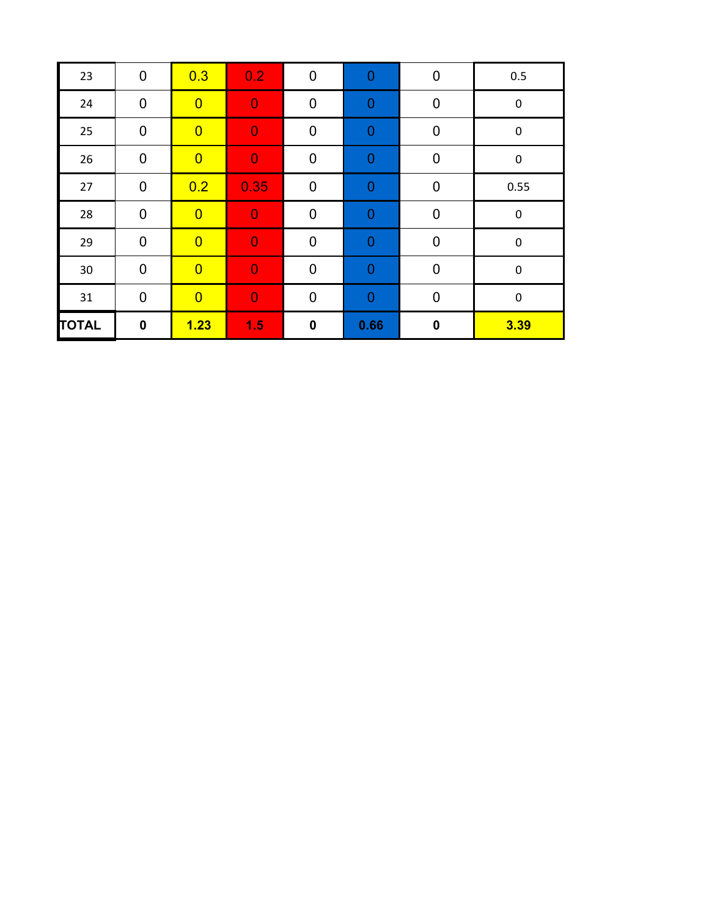| | | | | | | | |
|---|---|---|---|---|---|---|---|
| 23 | 0 | 0.3 | 0.2 | 0 | 0 | 0 | 0.5 |
| 24 | 0 | 0 | 0 | 0 | 0 | 0 | 0 |
| 25 | 0 | 0 | 0 | 0 | 0 | 0 | 0 |
| 26 | 0 | 0 | 0 | 0 | 0 | 0 | 0 |
| 27 | 0 | 0.2 | 0.35 | 0 | 0 | 0 | 0.55 |
| 28 | 0 | 0 | 0 | 0 | 0 | 0 | 0 |
| 29 | 0 | 0 | 0 | 0 | 0 | 0 | 0 |
| 30 | 0 | 0 | 0 | 0 | 0 | 0 | 0 |
| 31 | 0 | 0 | 0 | 0 | 0 | 0 | 0 |
| **TOTAL** | **0** | **1.23** | **1.5** | **0** | **0.66** | **0** | **3.39** |